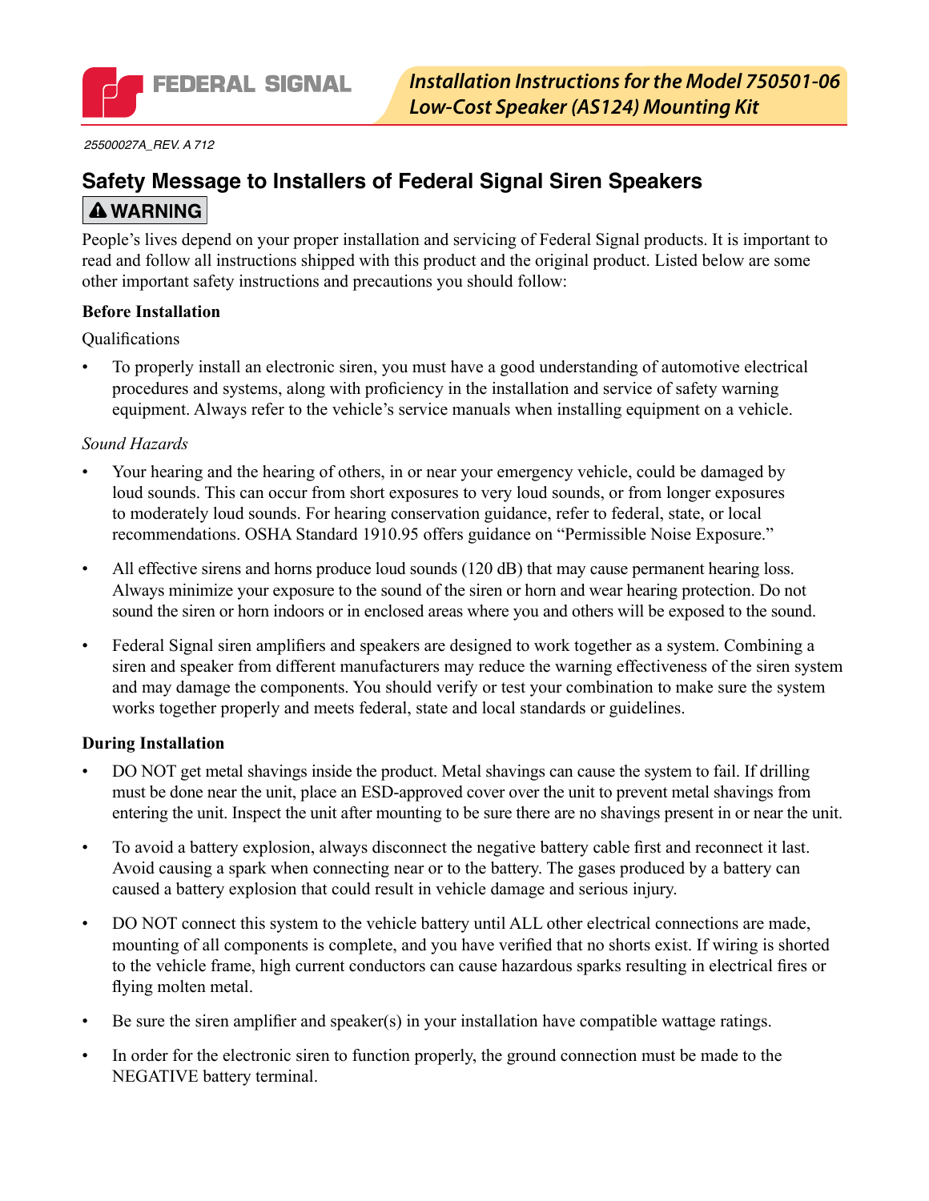FEDERAL SIGNAL

# Installation Instructions for the Model 750501-06 Low-Cost Speaker (AS124) Mounting Kit

*25500027A_REV. A 712*

## Safety Message to Installers of Federal Signal Siren Speakers

**⚠ WARNING**

People's lives depend on your proper installation and servicing of Federal Signal products. It is important to read and follow all instructions shipped with this product and the original product. Listed below are some other important safety instructions and precautions you should follow:

**Before Installation**

Qualifications

- To properly install an electronic siren, you must have a good understanding of automotive electrical procedures and systems, along with proficiency in the installation and service of safety warning equipment. Always refer to the vehicle's service manuals when installing equipment on a vehicle.

*Sound Hazards*

- Your hearing and the hearing of others, in or near your emergency vehicle, could be damaged by loud sounds. This can occur from short exposures to very loud sounds, or from longer exposures to moderately loud sounds. For hearing conservation guidance, refer to federal, state, or local recommendations. OSHA Standard 1910.95 offers guidance on "Permissible Noise Exposure."
- All effective sirens and horns produce loud sounds (120 dB) that may cause permanent hearing loss. Always minimize your exposure to the sound of the siren or horn and wear hearing protection. Do not sound the siren or horn indoors or in enclosed areas where you and others will be exposed to the sound.
- Federal Signal siren amplifiers and speakers are designed to work together as a system. Combining a siren and speaker from different manufacturers may reduce the warning effectiveness of the siren system and may damage the components. You should verify or test your combination to make sure the system works together properly and meets federal, state and local standards or guidelines.

**During Installation**

- DO NOT get metal shavings inside the product. Metal shavings can cause the system to fail. If drilling must be done near the unit, place an ESD-approved cover over the unit to prevent metal shavings from entering the unit. Inspect the unit after mounting to be sure there are no shavings present in or near the unit.
- To avoid a battery explosion, always disconnect the negative battery cable first and reconnect it last. Avoid causing a spark when connecting near or to the battery. The gases produced by a battery can caused a battery explosion that could result in vehicle damage and serious injury.
- DO NOT connect this system to the vehicle battery until ALL other electrical connections are made, mounting of all components is complete, and you have verified that no shorts exist. If wiring is shorted to the vehicle frame, high current conductors can cause hazardous sparks resulting in electrical fires or flying molten metal.
- Be sure the siren amplifier and speaker(s) in your installation have compatible wattage ratings.
- In order for the electronic siren to function properly, the ground connection must be made to the NEGATIVE battery terminal.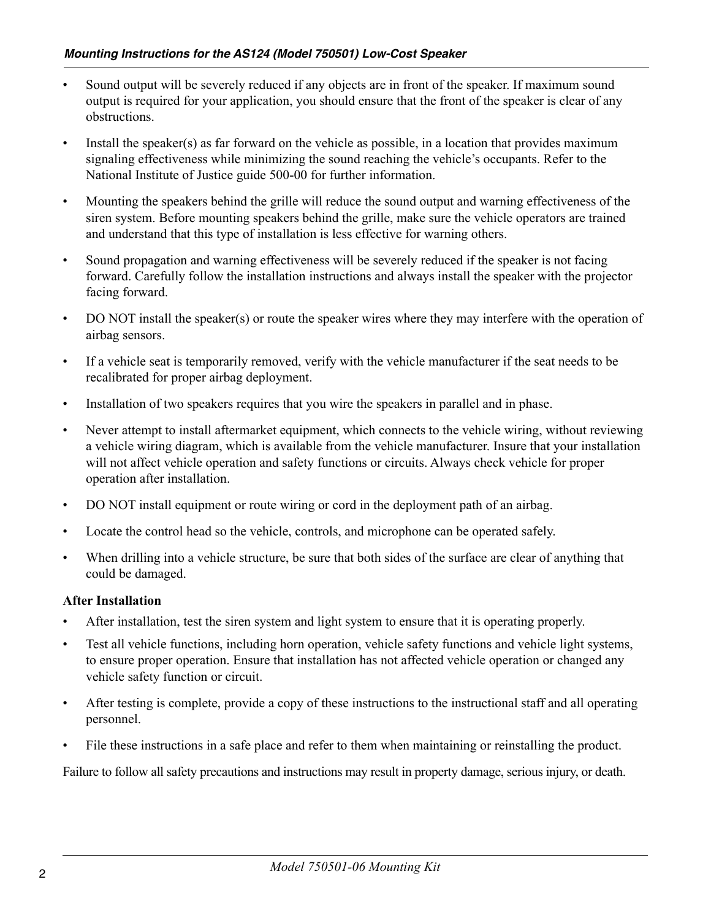- Sound output will be severely reduced if any objects are in front of the speaker. If maximum sound output is required for your application, you should ensure that the front of the speaker is clear of any obstructions.
- Install the speaker(s) as far forward on the vehicle as possible, in a location that provides maximum signaling effectiveness while minimizing the sound reaching the vehicle's occupants. Refer to the National Institute of Justice guide 500-00 for further information.
- Mounting the speakers behind the grille will reduce the sound output and warning effectiveness of the siren system. Before mounting speakers behind the grille, make sure the vehicle operators are trained and understand that this type of installation is less effective for warning others.
- Sound propagation and warning effectiveness will be severely reduced if the speaker is not facing forward. Carefully follow the installation instructions and always install the speaker with the projector facing forward.
- DO NOT install the speaker(s) or route the speaker wires where they may interfere with the operation of airbag sensors.
- If a vehicle seat is temporarily removed, verify with the vehicle manufacturer if the seat needs to be recalibrated for proper airbag deployment.
- Installation of two speakers requires that you wire the speakers in parallel and in phase.
- Never attempt to install aftermarket equipment, which connects to the vehicle wiring, without reviewing a vehicle wiring diagram, which is available from the vehicle manufacturer. Insure that your installation will not affect vehicle operation and safety functions or circuits. Always check vehicle for proper operation after installation.
- DO NOT install equipment or route wiring or cord in the deployment path of an airbag.
- Locate the control head so the vehicle, controls, and microphone can be operated safely.
- When drilling into a vehicle structure, be sure that both sides of the surface are clear of anything that could be damaged.

**After Installation**

- After installation, test the siren system and light system to ensure that it is operating properly.
- Test all vehicle functions, including horn operation, vehicle safety functions and vehicle light systems, to ensure proper operation. Ensure that installation has not affected vehicle operation or changed any vehicle safety function or circuit.
- After testing is complete, provide a copy of these instructions to the instructional staff and all operating personnel.
- File these instructions in a safe place and refer to them when maintaining or reinstalling the product.

Failure to follow all safety precautions and instructions may result in property damage, serious injury, or death.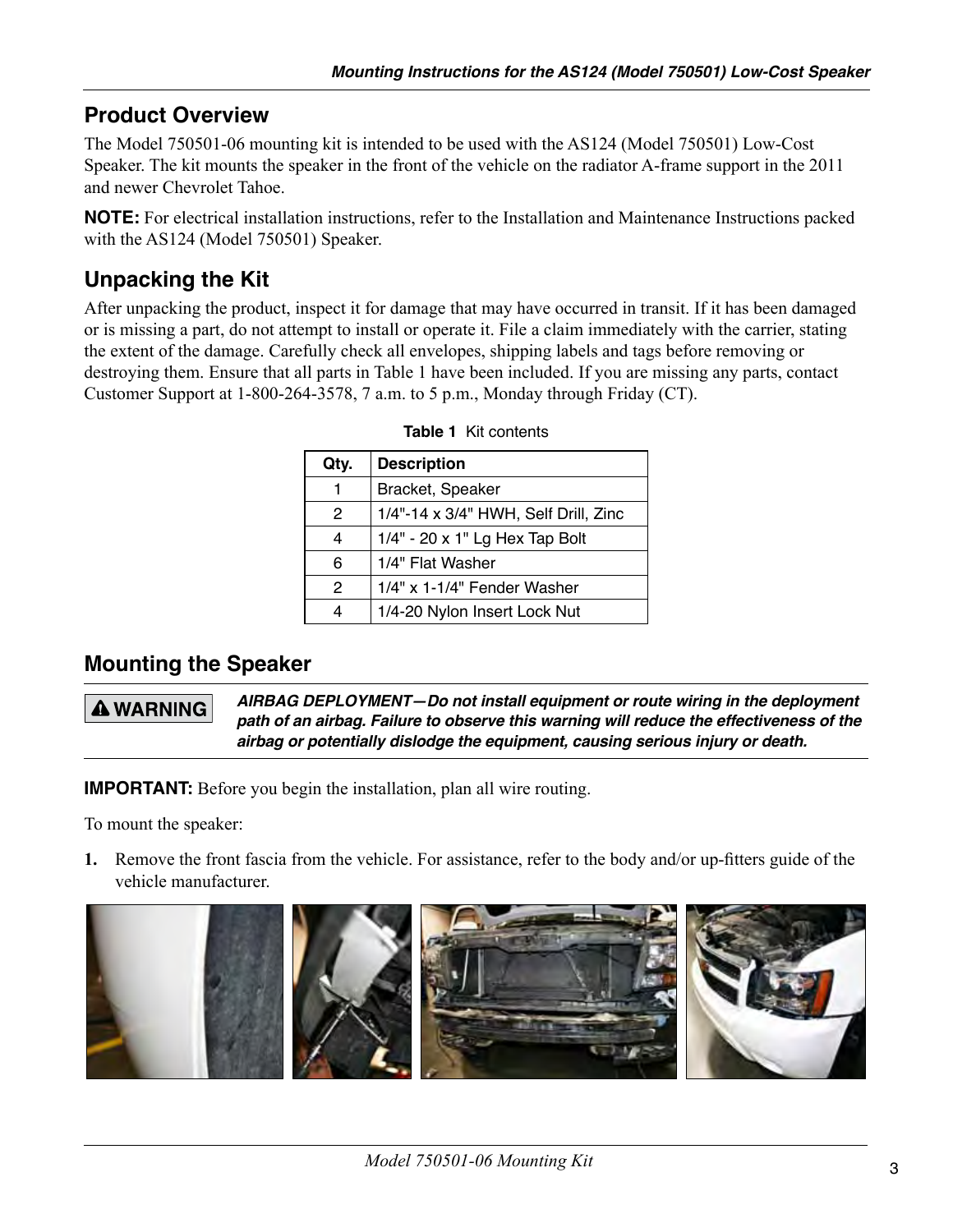## Product Overview

The Model 750501-06 mounting kit is intended to be used with the AS124 (Model 750501) Low-Cost Speaker. The kit mounts the speaker in the front of the vehicle on the radiator A-frame support in the 2011 and newer Chevrolet Tahoe.

**NOTE:** For electrical installation instructions, refer to the Installation and Maintenance Instructions packed with the AS124 (Model 750501) Speaker.

## Unpacking the Kit

After unpacking the product, inspect it for damage that may have occurred in transit. If it has been damaged or is missing a part, do not attempt to install or operate it. File a claim immediately with the carrier, stating the extent of the damage. Carefully check all envelopes, shipping labels and tags before removing or destroying them. Ensure that all parts in Table 1 have been included. If you are missing any parts, contact Customer Support at 1-800-264-3578, 7 a.m. to 5 p.m., Monday through Friday (CT).

**Table 1** Kit contents

| Qty. | Description |
|---|---|
| 1 | Bracket, Speaker |
| 2 | 1/4"-14 x 3/4" HWH, Self Drill, Zinc |
| 4 | 1/4" - 20 x 1" Lg Hex Tap Bolt |
| 6 | 1/4" Flat Washer |
| 2 | 1/4" x 1-1/4" Fender Washer |
| 4 | 1/4-20 Nylon Insert Lock Nut |

## Mounting the Speaker

**⚠ WARNING** ***AIRBAG DEPLOYMENT—Do not install equipment or route wiring in the deployment path of an airbag. Failure to observe this warning will reduce the effectiveness of the airbag or potentially dislodge the equipment, causing serious injury or death.***

**IMPORTANT:** Before you begin the installation, plan all wire routing.

To mount the speaker:

1. Remove the front fascia from the vehicle. For assistance, refer to the body and/or up-fitters guide of the vehicle manufacturer.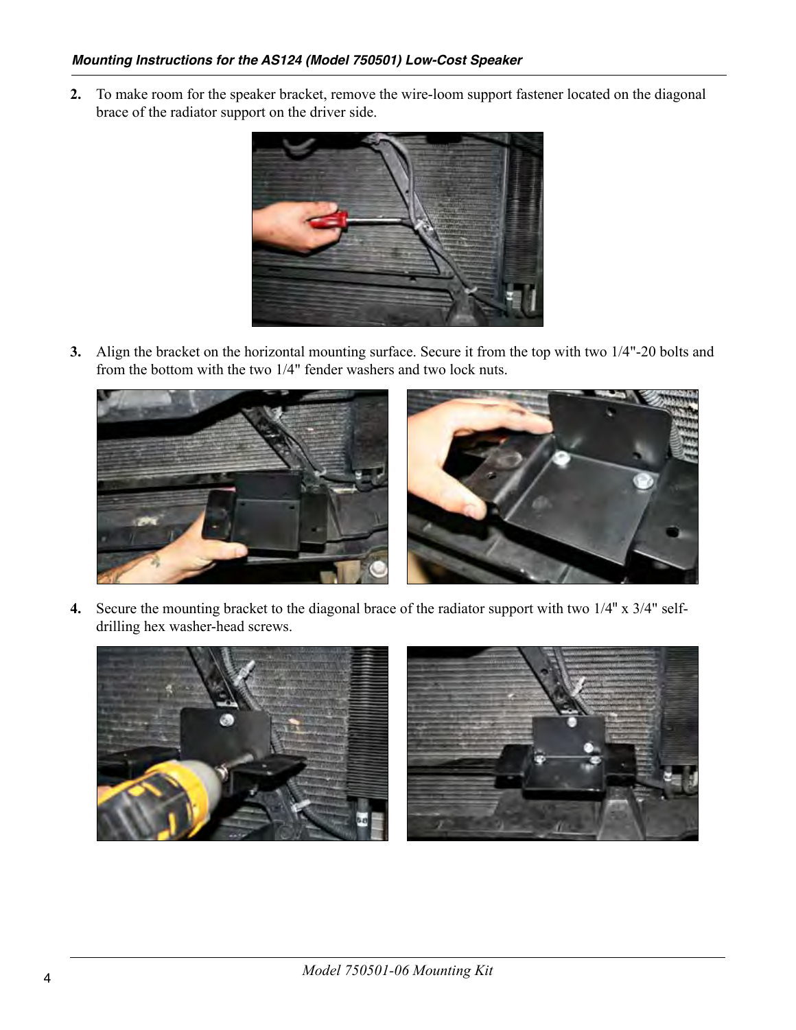2. To make room for the speaker bracket, remove the wire-loom support fastener located on the diagonal brace of the radiator support on the driver side.

3. Align the bracket on the horizontal mounting surface. Secure it from the top with two 1/4"-20 bolts and from the bottom with the two 1/4" fender washers and two lock nuts.

4. Secure the mounting bracket to the diagonal brace of the radiator support with two 1/4" x 3/4" self-drilling hex washer-head screws.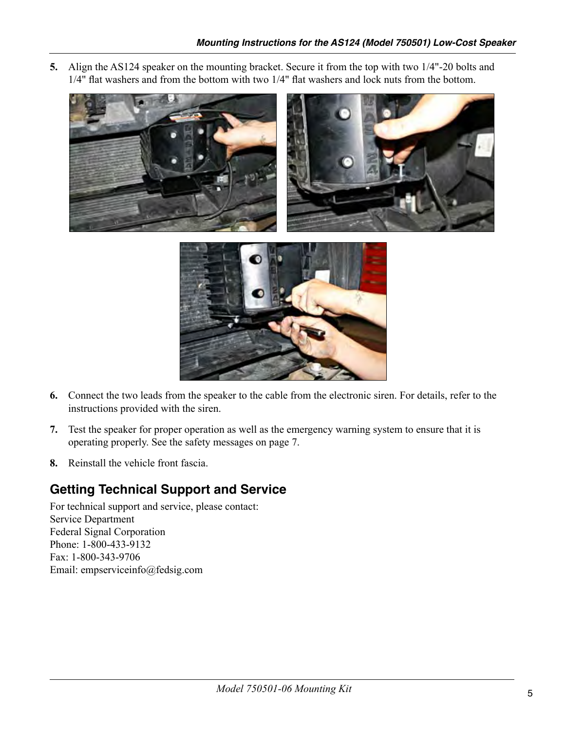5. Align the AS124 speaker on the mounting bracket. Secure it from the top with two 1/4"-20 bolts and 1/4" flat washers and from the bottom with two 1/4" flat washers and lock nuts from the bottom.

6. Connect the two leads from the speaker to the cable from the electronic siren. For details, refer to the instructions provided with the siren.

7. Test the speaker for proper operation as well as the emergency warning system to ensure that it is operating properly. See the safety messages on page 7.

8. Reinstall the vehicle front fascia.

## Getting Technical Support and Service

For technical support and service, please contact:
Service Department
Federal Signal Corporation
Phone: 1-800-433-9132
Fax: 1-800-343-9706
Email: empserviceinfo@fedsig.com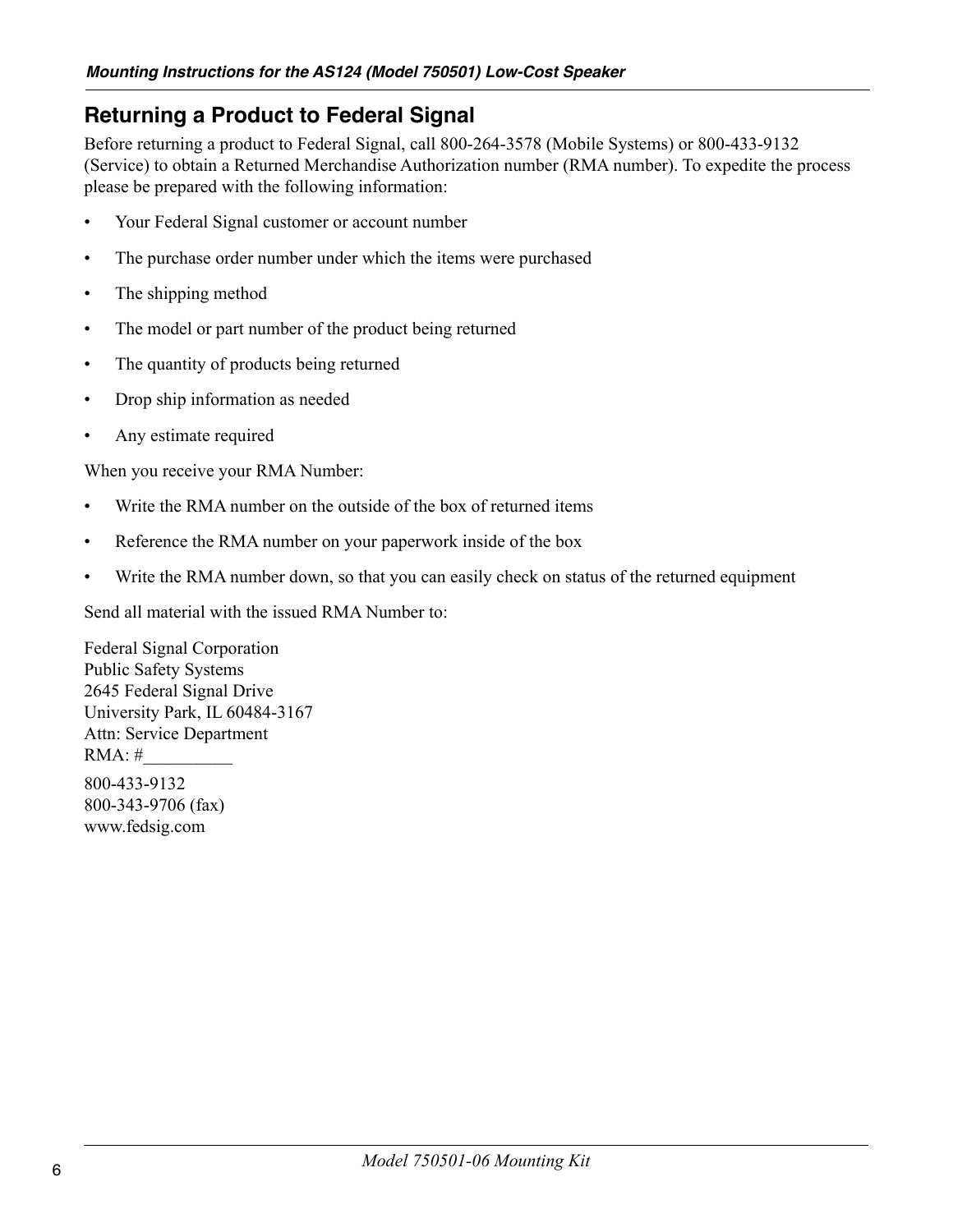## Returning a Product to Federal Signal

Before returning a product to Federal Signal, call 800-264-3578 (Mobile Systems) or 800-433-9132 (Service) to obtain a Returned Merchandise Authorization number (RMA number). To expedite the process please be prepared with the following information:

- Your Federal Signal customer or account number
- The purchase order number under which the items were purchased
- The shipping method
- The model or part number of the product being returned
- The quantity of products being returned
- Drop ship information as needed
- Any estimate required

When you receive your RMA Number:

- Write the RMA number on the outside of the box of returned items
- Reference the RMA number on your paperwork inside of the box
- Write the RMA number down, so that you can easily check on status of the returned equipment

Send all material with the issued RMA Number to:

Federal Signal Corporation
Public Safety Systems
2645 Federal Signal Drive
University Park, IL 60484-3167
Attn: Service Department
RMA: #__________

800-433-9132
800-343-9706 (fax)
www.fedsig.com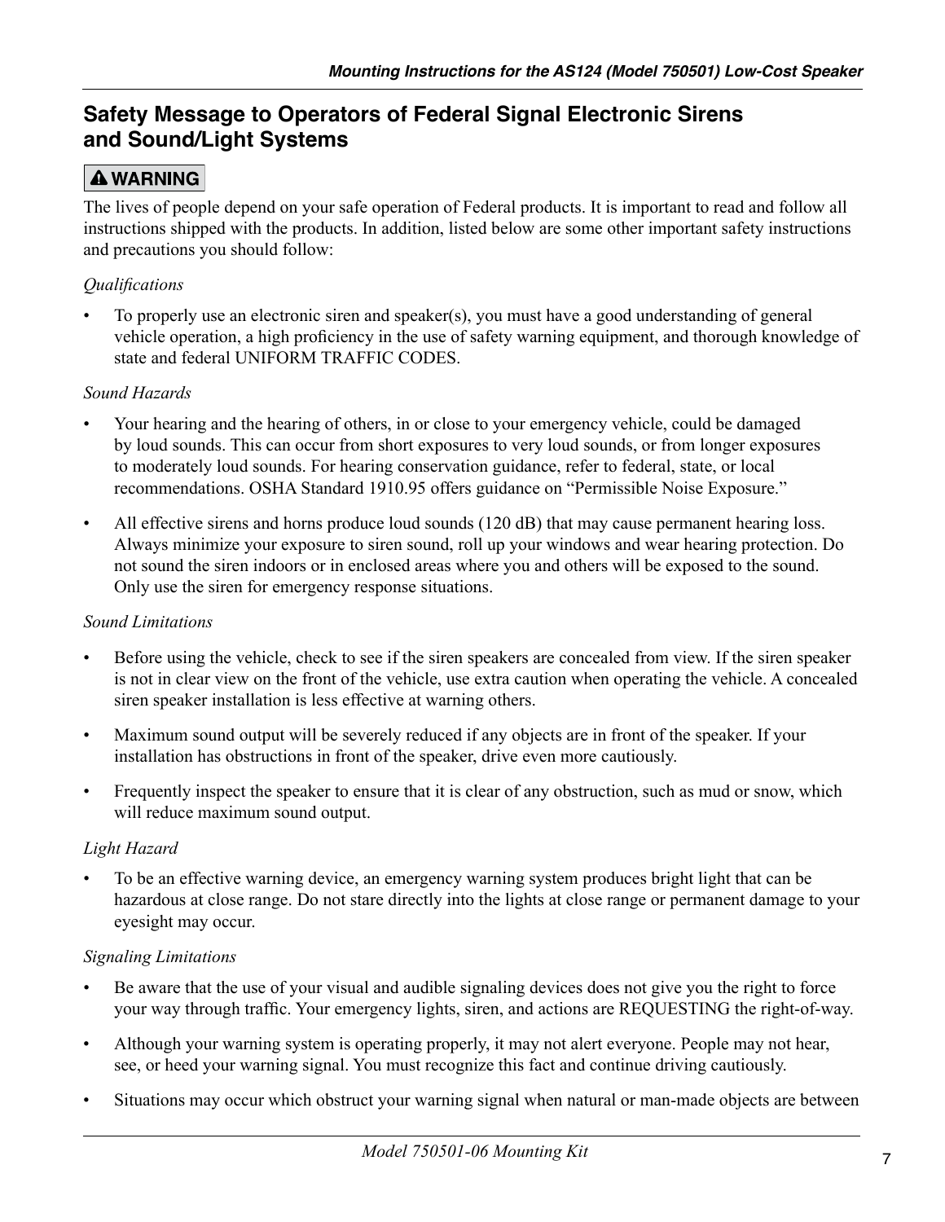## Safety Message to Operators of Federal Signal Electronic Sirens and Sound/Light Systems

**⚠ WARNING**

The lives of people depend on your safe operation of Federal products. It is important to read and follow all instructions shipped with the products. In addition, listed below are some other important safety instructions and precautions you should follow:

*Qualifications*

- To properly use an electronic siren and speaker(s), you must have a good understanding of general vehicle operation, a high proficiency in the use of safety warning equipment, and thorough knowledge of state and federal UNIFORM TRAFFIC CODES.

*Sound Hazards*

- Your hearing and the hearing of others, in or close to your emergency vehicle, could be damaged by loud sounds. This can occur from short exposures to very loud sounds, or from longer exposures to moderately loud sounds. For hearing conservation guidance, refer to federal, state, or local recommendations. OSHA Standard 1910.95 offers guidance on "Permissible Noise Exposure."
- All effective sirens and horns produce loud sounds (120 dB) that may cause permanent hearing loss. Always minimize your exposure to siren sound, roll up your windows and wear hearing protection. Do not sound the siren indoors or in enclosed areas where you and others will be exposed to the sound. Only use the siren for emergency response situations.

*Sound Limitations*

- Before using the vehicle, check to see if the siren speakers are concealed from view. If the siren speaker is not in clear view on the front of the vehicle, use extra caution when operating the vehicle. A concealed siren speaker installation is less effective at warning others.
- Maximum sound output will be severely reduced if any objects are in front of the speaker. If your installation has obstructions in front of the speaker, drive even more cautiously.
- Frequently inspect the speaker to ensure that it is clear of any obstruction, such as mud or snow, which will reduce maximum sound output.

*Light Hazard*

- To be an effective warning device, an emergency warning system produces bright light that can be hazardous at close range. Do not stare directly into the lights at close range or permanent damage to your eyesight may occur.

*Signaling Limitations*

- Be aware that the use of your visual and audible signaling devices does not give you the right to force your way through traffic. Your emergency lights, siren, and actions are REQUESTING the right-of-way.
- Although your warning system is operating properly, it may not alert everyone. People may not hear, see, or heed your warning signal. You must recognize this fact and continue driving cautiously.
- Situations may occur which obstruct your warning signal when natural or man-made objects are between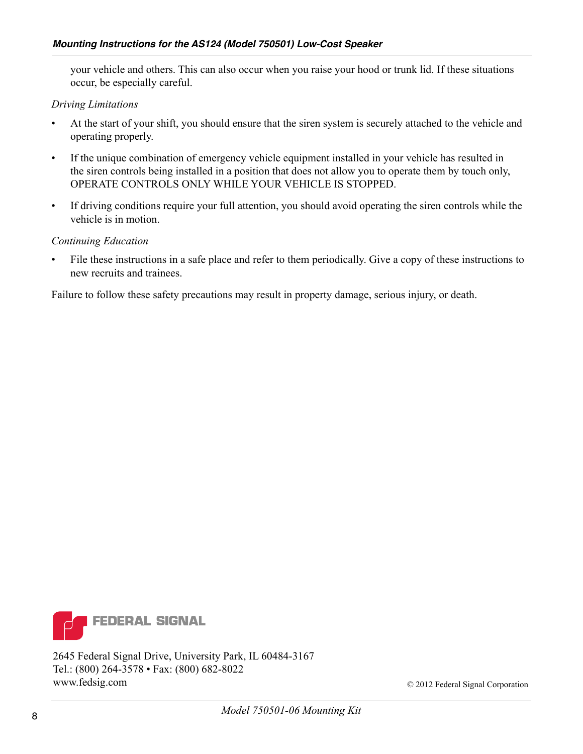your vehicle and others. This can also occur when you raise your hood or trunk lid. If these situations occur, be especially careful.

*Driving Limitations*

- At the start of your shift, you should ensure that the siren system is securely attached to the vehicle and operating properly.
- If the unique combination of emergency vehicle equipment installed in your vehicle has resulted in the siren controls being installed in a position that does not allow you to operate them by touch only, OPERATE CONTROLS ONLY WHILE YOUR VEHICLE IS STOPPED.
- If driving conditions require your full attention, you should avoid operating the siren controls while the vehicle is in motion.

*Continuing Education*

- File these instructions in a safe place and refer to them periodically. Give a copy of these instructions to new recruits and trainees.

Failure to follow these safety precautions may result in property damage, serious injury, or death.

FEDERAL SIGNAL

2645 Federal Signal Drive, University Park, IL 60484-3167
Tel.: (800) 264-3578 • Fax: (800) 682-8022
www.fedsig.com

© 2012 Federal Signal Corporation